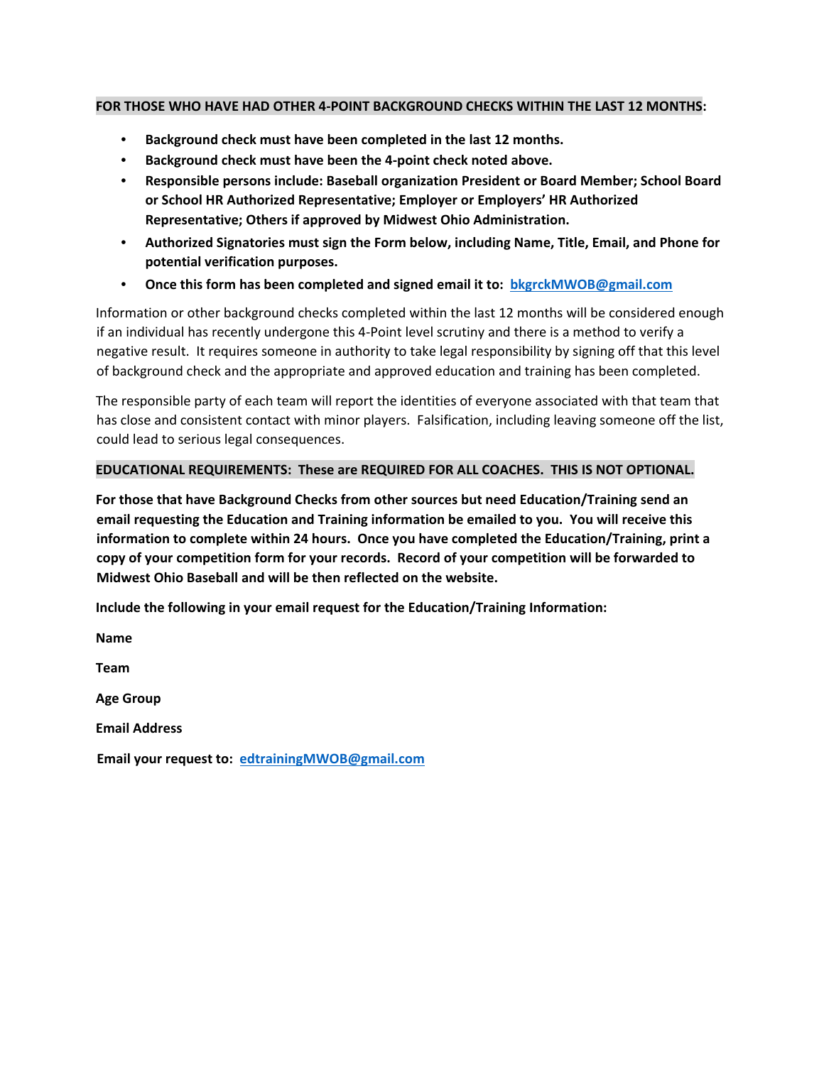**FOR THOSE WHO HAVE HAD OTHER 4-POINT BACKGROUND CHECKS WITHIN THE LAST 12 MONTHS:**

- **Background check must have been completed in the last 12 months.**
- **Background check must have been the 4-point check noted above.**
- **Responsible persons include: Baseball organization President or Board Member; School Board or School HR Authorized Representative; Employer or Employers' HR Authorized Representative; Others if approved by Midwest Ohio Administration.**
- **Authorized Signatories must sign the Form below, including Name, Title, Email, and Phone for potential verification purposes.**
- **Once this form has been completed and signed email it to: bkgrckMWOB@gmail.com**

Information or other background checks completed within the last 12 months will be considered enough if an individual has recently undergone this 4-Point level scrutiny and there is a method to verify a negative result. It requires someone in authority to take legal responsibility by signing off that this level of background check and the appropriate and approved education and training has been completed.

The responsible party of each team will report the identities of everyone associated with that team that has close and consistent contact with minor players. Falsification, including leaving someone off the list, could lead to serious legal consequences.

**EDUCATIONAL REQUIREMENTS: These are REQUIRED FOR ALL COACHES. THIS IS NOT OPTIONAL.**

**For those that have Background Checks from other sources but need Education/Training send an email requesting the Education and Training information be emailed to you. You will receive this information to complete within 24 hours. Once you have completed the Education/Training, print a copy of your competition form for your records. Record of your competition will be forwarded to Midwest Ohio Baseball and will be then reflected on the website.**

**Include the following in your email request for the Education/Training Information:**

**Name**

**Team**

**Age Group**

**Email Address**

**Email your request to: edtrainingMWOB@gmail.com**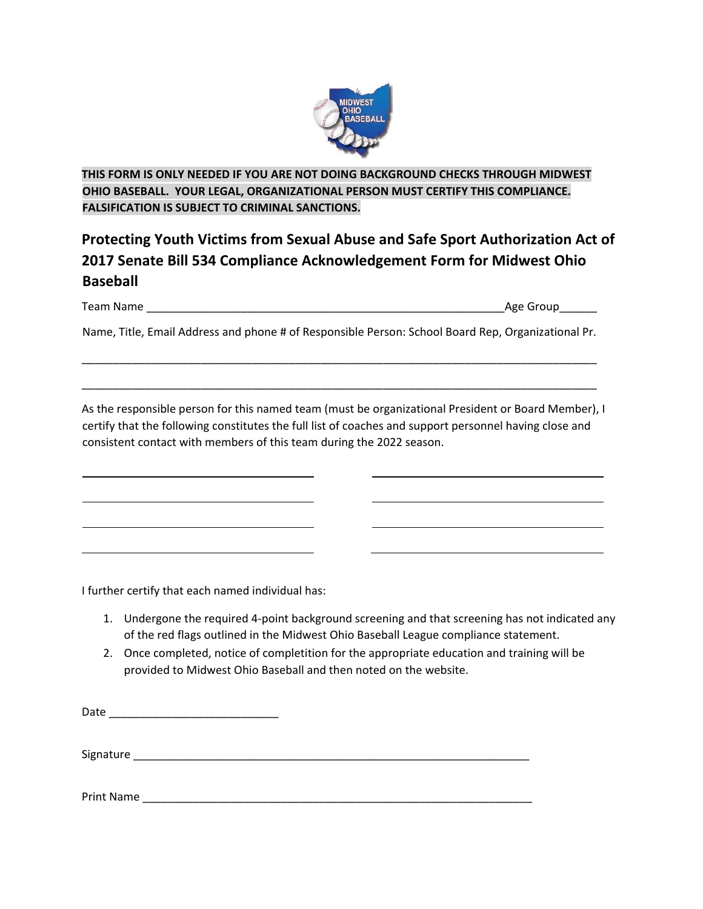**THIS FORM IS ONLY NEEDED IF YOU ARE NOT DOING BACKGROUND CHECKS THROUGH MIDWEST OHIO BASEBALL. YOUR LEGAL, ORGANIZATIONAL PERSON MUST CERTIFY THIS COMPLIANCE. FALSIFICATION IS SUBJECT TO CRIMINAL SANCTIONS.**

## Protecting Youth Victims from Sexual Abuse and Safe Sport Authorization Act of 2017 Senate Bill 534 Compliance Acknowledgement Form for Midwest Ohio Baseball

Team Name ___________________________________________________________Age Group______

Name, Title, Email Address and phone # of Responsible Person: School Board Rep, Organizational Pr.

_____________________________________________________________________________________

_____________________________________________________________________________________

As the responsible person for this named team (must be organizational President or Board Member), I certify that the following constitutes the full list of coaches and support personnel having close and consistent contact with members of this team during the 2022 season.

______________________________________ ______________________________________

______________________________________ ______________________________________

______________________________________ ______________________________________

______________________________________ ______________________________________

I further certify that each named individual has:

1. Undergone the required 4-point background screening and that screening has not indicated any of the red flags outlined in the Midwest Ohio Baseball League compliance statement.
2. Once completed, notice of completition for the appropriate education and training will be provided to Midwest Ohio Baseball and then noted on the website.

Date ___________________________

Signature _________________________________________________________________

Print Name ________________________________________________________________